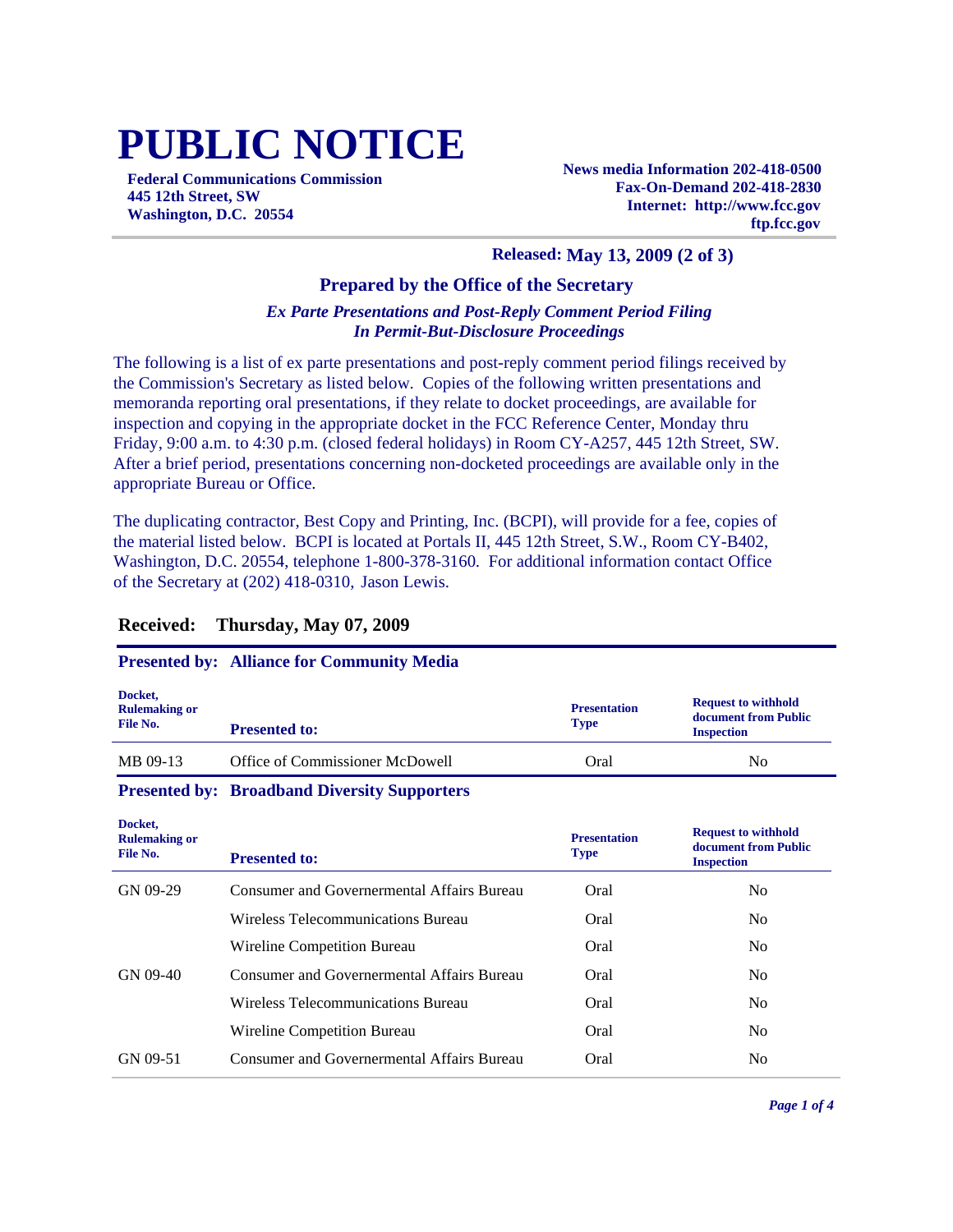# PUBLIC NOTICE

**Federal Communications Commission**
**445 12th Street, SW**
**Washington, D.C. 20554**

**News media Information 202-418-0500**
**Fax-On-Demand 202-418-2830**
**Internet: http://www.fcc.gov**
**ftp.fcc.gov**

**Released: May 13, 2009 (2 of 3)**

### Prepared by the Office of the Secretary

***Ex Parte Presentations and Post-Reply Comment Period Filing***
***In Permit-But-Disclosure Proceedings***

The following is a list of ex parte presentations and post-reply comment period filings received by the Commission's Secretary as listed below. Copies of the following written presentations and memoranda reporting oral presentations, if they relate to docket proceedings, are available for inspection and copying in the appropriate docket in the FCC Reference Center, Monday thru Friday, 9:00 a.m. to 4:30 p.m. (closed federal holidays) in Room CY-A257, 445 12th Street, SW. After a brief period, presentations concerning non-docketed proceedings are available only in the appropriate Bureau or Office.

The duplicating contractor, Best Copy and Printing, Inc. (BCPI), will provide for a fee, copies of the material listed below. BCPI is located at Portals II, 445 12th Street, S.W., Room CY-B402, Washington, D.C. 20554, telephone 1-800-378-3160. For additional information contact Office of the Secretary at (202) 418-0310, Jason Lewis.

## Received: Thursday, May 07, 2009

### Presented by: Alliance for Community Media

| Docket, Rulemaking or File No. | Presented to: | Presentation Type | Request to withhold document from Public Inspection |
|---|---|---|---|
| MB 09-13 | Office of Commissioner McDowell | Oral | No |

### Presented by: Broadband Diversity Supporters

| Docket, Rulemaking or File No. | Presented to: | Presentation Type | Request to withhold document from Public Inspection |
|---|---|---|---|
| GN 09-29 | Consumer and Governermental Affairs Bureau | Oral | No |
| | Wireless Telecommunications Bureau | Oral | No |
| | Wireline Competition Bureau | Oral | No |
| GN 09-40 | Consumer and Governermental Affairs Bureau | Oral | No |
| | Wireless Telecommunications Bureau | Oral | No |
| | Wireline Competition Bureau | Oral | No |
| GN 09-51 | Consumer and Governermental Affairs Bureau | Oral | No |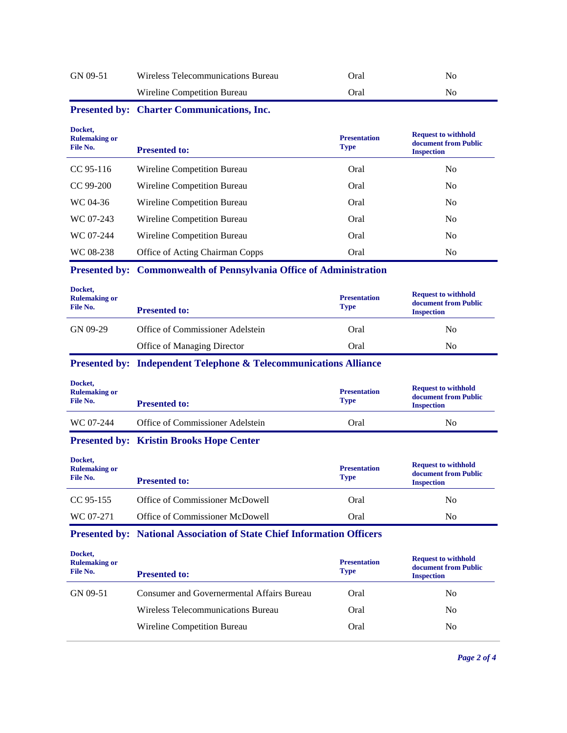| Docket, Rulemaking or File No. | Presented to: | Presentation Type | Request to withhold document from Public Inspection |
|---|---|---|---|
| GN 09-51 | Wireless Telecommunications Bureau | Oral | No |
| | Wireline Competition Bureau | Oral | No |

**Presented by: Charter Communications, Inc.**

| Docket, Rulemaking or File No. | Presented to: | Presentation Type | Request to withhold document from Public Inspection |
|---|---|---|---|
| CC 95-116 | Wireline Competition Bureau | Oral | No |
| CC 99-200 | Wireline Competition Bureau | Oral | No |
| WC 04-36 | Wireline Competition Bureau | Oral | No |
| WC 07-243 | Wireline Competition Bureau | Oral | No |
| WC 07-244 | Wireline Competition Bureau | Oral | No |
| WC 08-238 | Office of Acting Chairman Copps | Oral | No |

**Presented by: Commonwealth of Pennsylvania Office of Administration**

| Docket, Rulemaking or File No. | Presented to: | Presentation Type | Request to withhold document from Public Inspection |
|---|---|---|---|
| GN 09-29 | Office of Commissioner Adelstein | Oral | No |
| | Office of Managing Director | Oral | No |

**Presented by: Independent Telephone & Telecommunications Alliance**

| Docket, Rulemaking or File No. | Presented to: | Presentation Type | Request to withhold document from Public Inspection |
|---|---|---|---|
| WC 07-244 | Office of Commissioner Adelstein | Oral | No |

**Presented by: Kristin Brooks Hope Center**

| Docket, Rulemaking or File No. | Presented to: | Presentation Type | Request to withhold document from Public Inspection |
|---|---|---|---|
| CC 95-155 | Office of Commissioner McDowell | Oral | No |
| WC 07-271 | Office of Commissioner McDowell | Oral | No |

**Presented by: National Association of State Chief Information Officers**

| Docket, Rulemaking or File No. | Presented to: | Presentation Type | Request to withhold document from Public Inspection |
|---|---|---|---|
| GN 09-51 | Consumer and Governermental Affairs Bureau | Oral | No |
| | Wireless Telecommunications Bureau | Oral | No |
| | Wireline Competition Bureau | Oral | No |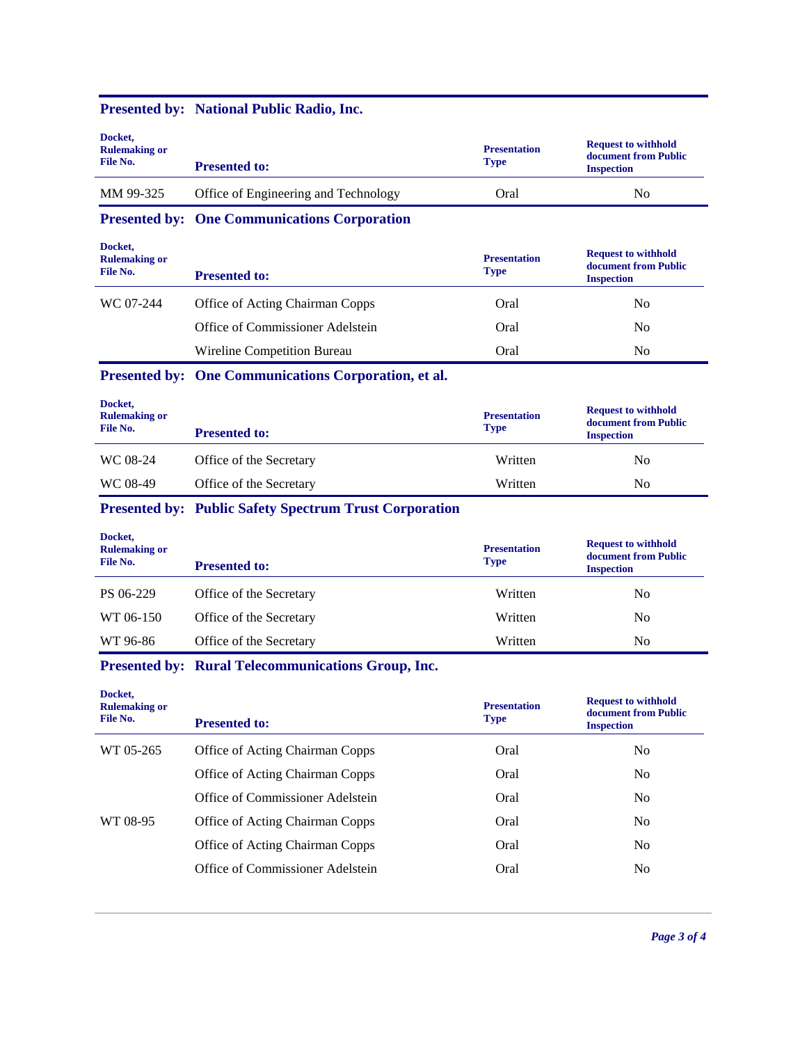## Presented by: National Public Radio, Inc.

| Docket, Rulemaking or File No. | Presented to: | Presentation Type | Request to withhold document from Public Inspection |
|---|---|---|---|
| MM 99-325 | Office of Engineering and Technology | Oral | No |

## Presented by: One Communications Corporation

| Docket, Rulemaking or File No. | Presented to: | Presentation Type | Request to withhold document from Public Inspection |
|---|---|---|---|
| WC 07-244 | Office of Acting Chairman Copps | Oral | No |
| | Office of Commissioner Adelstein | Oral | No |
| | Wireline Competition Bureau | Oral | No |

## Presented by: One Communications Corporation, et al.

| Docket, Rulemaking or File No. | Presented to: | Presentation Type | Request to withhold document from Public Inspection |
|---|---|---|---|
| WC 08-24 | Office of the Secretary | Written | No |
| WC 08-49 | Office of the Secretary | Written | No |

## Presented by: Public Safety Spectrum Trust Corporation

| Docket, Rulemaking or File No. | Presented to: | Presentation Type | Request to withhold document from Public Inspection |
|---|---|---|---|
| PS 06-229 | Office of the Secretary | Written | No |
| WT 06-150 | Office of the Secretary | Written | No |
| WT 96-86 | Office of the Secretary | Written | No |

## Presented by: Rural Telecommunications Group, Inc.

| Docket, Rulemaking or File No. | Presented to: | Presentation Type | Request to withhold document from Public Inspection |
|---|---|---|---|
| WT 05-265 | Office of Acting Chairman Copps | Oral | No |
| | Office of Acting Chairman Copps | Oral | No |
| | Office of Commissioner Adelstein | Oral | No |
| WT 08-95 | Office of Acting Chairman Copps | Oral | No |
| | Office of Acting Chairman Copps | Oral | No |
| | Office of Commissioner Adelstein | Oral | No |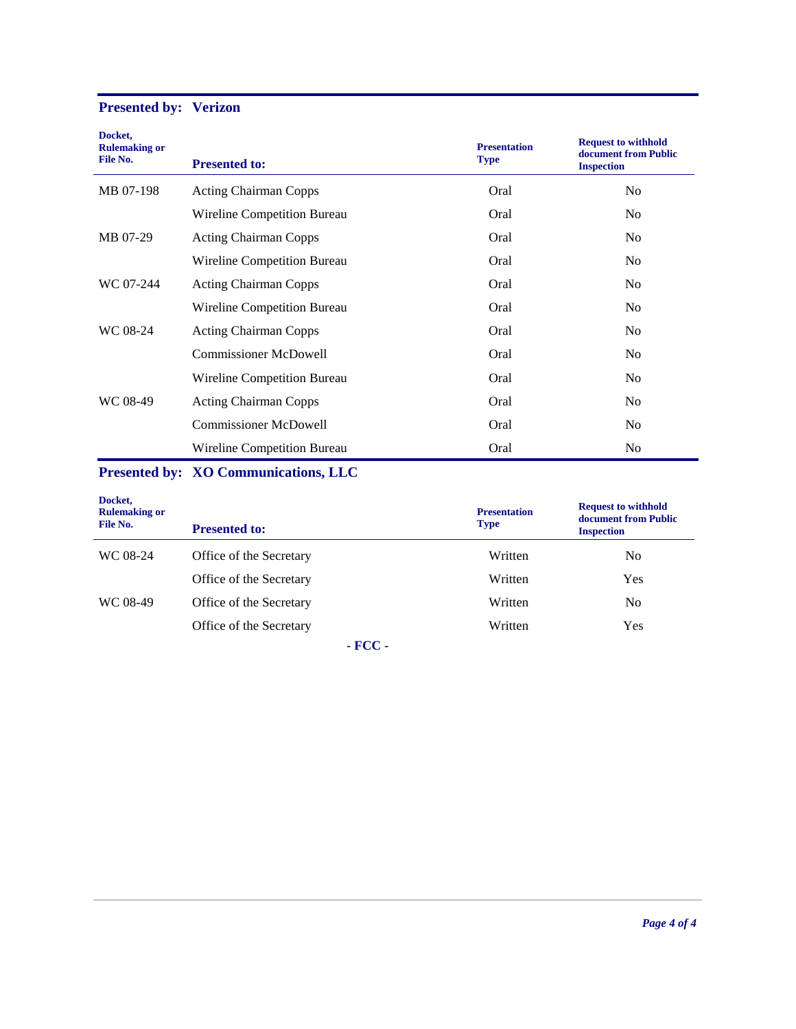**Presented by: Verizon**

| Docket, Rulemaking or File No. | Presented to: | Presentation Type | Request to withhold document from Public Inspection |
|---|---|---|---|
| MB 07-198 | Acting Chairman Copps | Oral | No |
| | Wireline Competition Bureau | Oral | No |
| MB 07-29 | Acting Chairman Copps | Oral | No |
| | Wireline Competition Bureau | Oral | No |
| WC 07-244 | Acting Chairman Copps | Oral | No |
| | Wireline Competition Bureau | Oral | No |
| WC 08-24 | Acting Chairman Copps | Oral | No |
| | Commissioner McDowell | Oral | No |
| | Wireline Competition Bureau | Oral | No |
| WC 08-49 | Acting Chairman Copps | Oral | No |
| | Commissioner McDowell | Oral | No |
| | Wireline Competition Bureau | Oral | No |

**Presented by: XO Communications, LLC**

| Docket, Rulemaking or File No. | Presented to: | Presentation Type | Request to withhold document from Public Inspection |
|---|---|---|---|
| WC 08-24 | Office of the Secretary | Written | No |
| | Office of the Secretary | Written | Yes |
| WC 08-49 | Office of the Secretary | Written | No |
| | Office of the Secretary | Written | Yes |

**- FCC -**